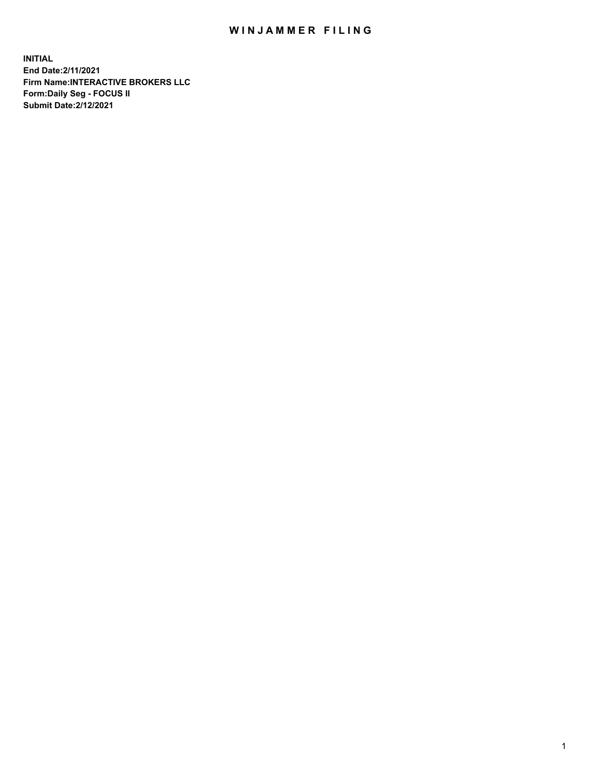# WINJAMMER FILING

**INITIAL**
**End Date:2/11/2021**
**Firm Name:INTERACTIVE BROKERS LLC**
**Form:Daily Seg - FOCUS II**
**Submit Date:2/12/2021**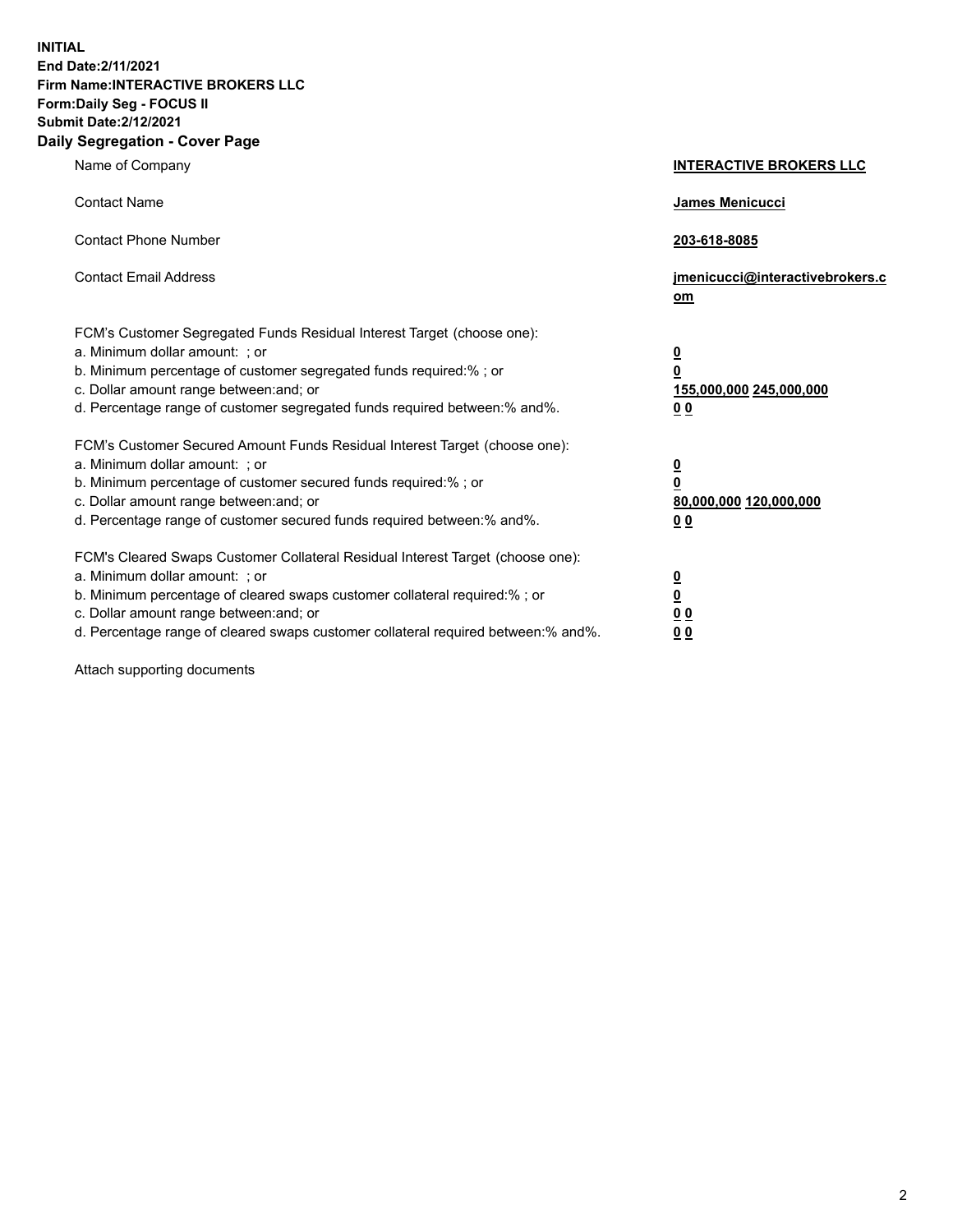**INITIAL**
**End Date:2/11/2021**
**Firm Name:INTERACTIVE BROKERS LLC**
**Form:Daily Seg - FOCUS II**
**Submit Date:2/12/2021**
**Daily Segregation - Cover Page**

| | |
|---|---|
| Name of Company | **INTERACTIVE BROKERS LLC** |
| Contact Name | **James Menicucci** |
| Contact Phone Number | **203-618-8085** |
| Contact Email Address | **jmenicucci@interactivebrokers.com** |
| FCM's Customer Segregated Funds Residual Interest Target (choose one): | |
| a. Minimum dollar amount: ; or | **0** |
| b. Minimum percentage of customer segregated funds required:% ; or | **0** |
| c. Dollar amount range between:and; or | **155,000,000 245,000,000** |
| d. Percentage range of customer segregated funds required between:% and%. | **0 0** |
| FCM's Customer Secured Amount Funds Residual Interest Target (choose one): | |
| a. Minimum dollar amount: ; or | **0** |
| b. Minimum percentage of customer secured funds required:% ; or | **0** |
| c. Dollar amount range between:and; or | **80,000,000 120,000,000** |
| d. Percentage range of customer secured funds required between:% and%. | **0 0** |
| FCM's Cleared Swaps Customer Collateral Residual Interest Target (choose one): | |
| a. Minimum dollar amount: ; or | **0** |
| b. Minimum percentage of cleared swaps customer collateral required:% ; or | **0** |
| c. Dollar amount range between:and; or | **0 0** |
| d. Percentage range of cleared swaps customer collateral required between:% and%. | **0 0** |

Attach supporting documents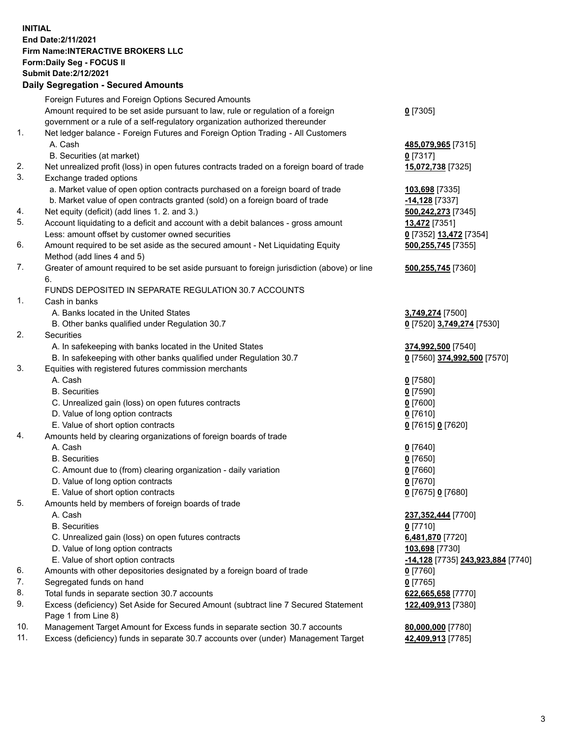**INITIAL**
**End Date:2/11/2021**
**Firm Name:INTERACTIVE BROKERS LLC**
**Form:Daily Seg - FOCUS II**
**Submit Date:2/12/2021**

## Daily Segregation - Secured Amounts

| | | |
|---|---|---|
| | Foreign Futures and Foreign Options Secured Amounts | |
| | Amount required to be set aside pursuant to law, rule or regulation of a foreign government or a rule of a self-regulatory organization authorized thereunder | **0** [7305] |
| 1. | Net ledger balance - Foreign Futures and Foreign Option Trading - All Customers | |
| | A. Cash | **485,079,965** [7315] |
| | B. Securities (at market) | **0** [7317] |
| 2. | Net unrealized profit (loss) in open futures contracts traded on a foreign board of trade | **15,072,738** [7325] |
| 3. | Exchange traded options | |
| | a. Market value of open option contracts purchased on a foreign board of trade | **103,698** [7335] |
| | b. Market value of open contracts granted (sold) on a foreign board of trade | **-14,128** [7337] |
| 4. | Net equity (deficit) (add lines 1. 2. and 3.) | **500,242,273** [7345] |
| 5. | Account liquidating to a deficit and account with a debit balances - gross amount | **13,472** [7351] |
| | Less: amount offset by customer owned securities | **0** [7352] **13,472** [7354] |
| 6. | Amount required to be set aside as the secured amount - Net Liquidating Equity Method (add lines 4 and 5) | **500,255,745** [7355] |
| 7. | Greater of amount required to be set aside pursuant to foreign jurisdiction (above) or line 6. | **500,255,745** [7360] |
| | FUNDS DEPOSITED IN SEPARATE REGULATION 30.7 ACCOUNTS | |
| 1. | Cash in banks | |
| | A. Banks located in the United States | **3,749,274** [7500] |
| | B. Other banks qualified under Regulation 30.7 | **0** [7520] **3,749,274** [7530] |
| 2. | Securities | |
| | A. In safekeeping with banks located in the United States | **374,992,500** [7540] |
| | B. In safekeeping with other banks qualified under Regulation 30.7 | **0** [7560] **374,992,500** [7570] |
| 3. | Equities with registered futures commission merchants | |
| | A. Cash | **0** [7580] |
| | B. Securities | **0** [7590] |
| | C. Unrealized gain (loss) on open futures contracts | **0** [7600] |
| | D. Value of long option contracts | **0** [7610] |
| | E. Value of short option contracts | **0** [7615] **0** [7620] |
| 4. | Amounts held by clearing organizations of foreign boards of trade | |
| | A. Cash | **0** [7640] |
| | B. Securities | **0** [7650] |
| | C. Amount due to (from) clearing organization - daily variation | **0** [7660] |
| | D. Value of long option contracts | **0** [7670] |
| | E. Value of short option contracts | **0** [7675] **0** [7680] |
| 5. | Amounts held by members of foreign boards of trade | |
| | A. Cash | **237,352,444** [7700] |
| | B. Securities | **0** [7710] |
| | C. Unrealized gain (loss) on open futures contracts | **6,481,870** [7720] |
| | D. Value of long option contracts | **103,698** [7730] |
| | E. Value of short option contracts | **-14,128** [7735] **243,923,884** [7740] |
| 6. | Amounts with other depositories designated by a foreign board of trade | **0** [7760] |
| 7. | Segregated funds on hand | **0** [7765] |
| 8. | Total funds in separate section 30.7 accounts | **622,665,658** [7770] |
| 9. | Excess (deficiency) Set Aside for Secured Amount (subtract line 7 Secured Statement Page 1 from Line 8) | **122,409,913** [7380] |
| 10. | Management Target Amount for Excess funds in separate section 30.7 accounts | **80,000,000** [7780] |
| 11. | Excess (deficiency) funds in separate 30.7 accounts over (under) Management Target | **42,409,913** [7785] |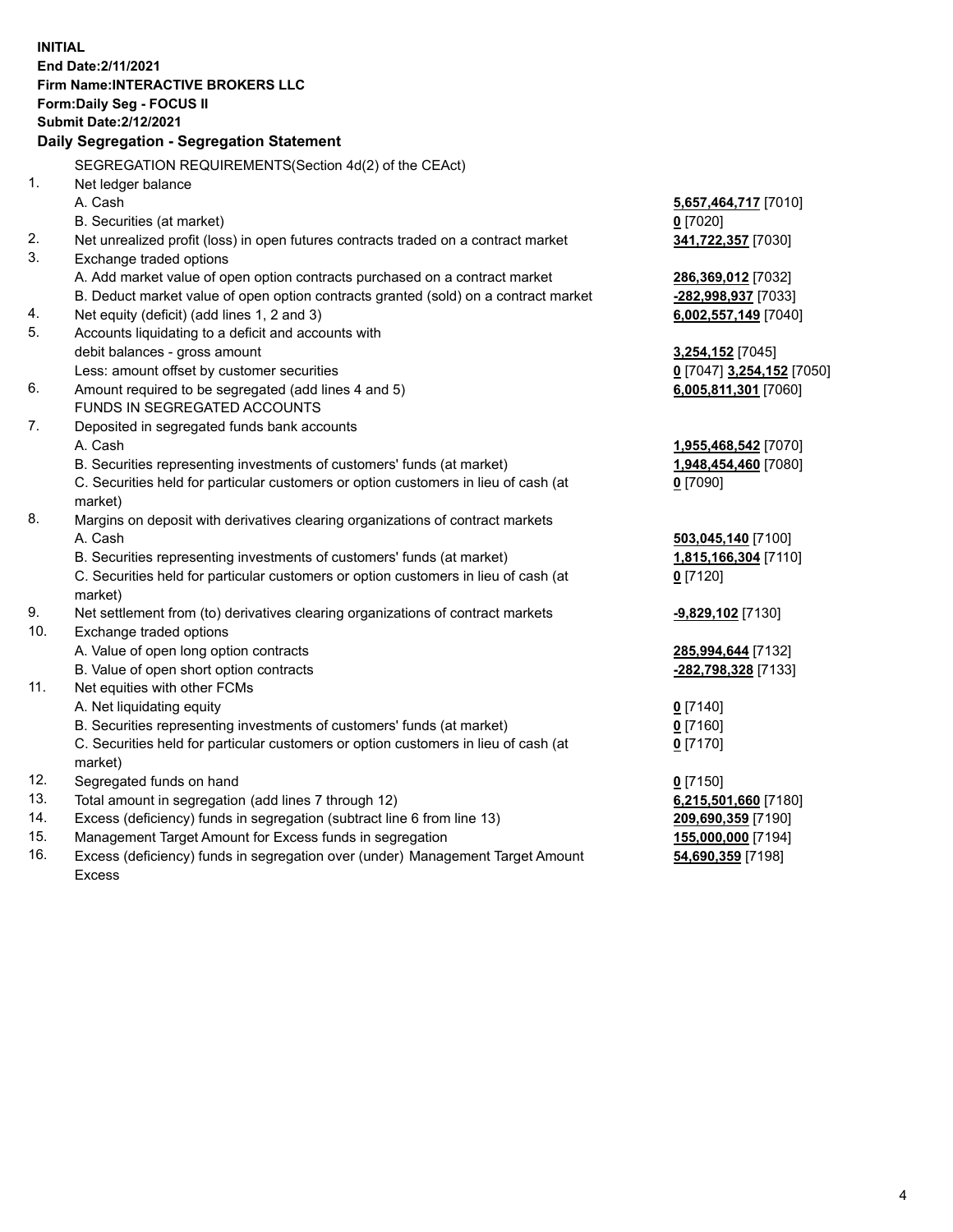**INITIAL**
**End Date:2/11/2021**
**Firm Name:INTERACTIVE BROKERS LLC**
**Form:Daily Seg - FOCUS II**
**Submit Date:2/12/2021**

### Daily Segregation - Segregation Statement

SEGREGATION REQUIREMENTS(Section 4d(2) of the CEAct)

| | | |
|---|---|---|
| 1. | Net ledger balance | |
| | A. Cash | **5,657,464,717** [7010] |
| | B. Securities (at market) | **0** [7020] |
| 2. | Net unrealized profit (loss) in open futures contracts traded on a contract market | **341,722,357** [7030] |
| 3. | Exchange traded options | |
| | A. Add market value of open option contracts purchased on a contract market | **286,369,012** [7032] |
| | B. Deduct market value of open option contracts granted (sold) on a contract market | **-282,998,937** [7033] |
| 4. | Net equity (deficit) (add lines 1, 2 and 3) | **6,002,557,149** [7040] |
| 5. | Accounts liquidating to a deficit and accounts with | |
| | debit balances - gross amount | **3,254,152** [7045] |
| | Less: amount offset by customer securities | **0** [7047] **3,254,152** [7050] |
| 6. | Amount required to be segregated (add lines 4 and 5) | **6,005,811,301** [7060] |
| | FUNDS IN SEGREGATED ACCOUNTS | |
| 7. | Deposited in segregated funds bank accounts | |
| | A. Cash | **1,955,468,542** [7070] |
| | B. Securities representing investments of customers' funds (at market) | **1,948,454,460** [7080] |
| | C. Securities held for particular customers or option customers in lieu of cash (at market) | **0** [7090] |
| 8. | Margins on deposit with derivatives clearing organizations of contract markets | |
| | A. Cash | **503,045,140** [7100] |
| | B. Securities representing investments of customers' funds (at market) | **1,815,166,304** [7110] |
| | C. Securities held for particular customers or option customers in lieu of cash (at market) | **0** [7120] |
| 9. | Net settlement from (to) derivatives clearing organizations of contract markets | **-9,829,102** [7130] |
| 10. | Exchange traded options | |
| | A. Value of open long option contracts | **285,994,644** [7132] |
| | B. Value of open short option contracts | **-282,798,328** [7133] |
| 11. | Net equities with other FCMs | |
| | A. Net liquidating equity | **0** [7140] |
| | B. Securities representing investments of customers' funds (at market) | **0** [7160] |
| | C. Securities held for particular customers or option customers in lieu of cash (at market) | **0** [7170] |
| 12. | Segregated funds on hand | **0** [7150] |
| 13. | Total amount in segregation (add lines 7 through 12) | **6,215,501,660** [7180] |
| 14. | Excess (deficiency) funds in segregation (subtract line 6 from line 13) | **209,690,359** [7190] |
| 15. | Management Target Amount for Excess funds in segregation | **155,000,000** [7194] |
| 16. | Excess (deficiency) funds in segregation over (under) Management Target Amount Excess | **54,690,359** [7198] |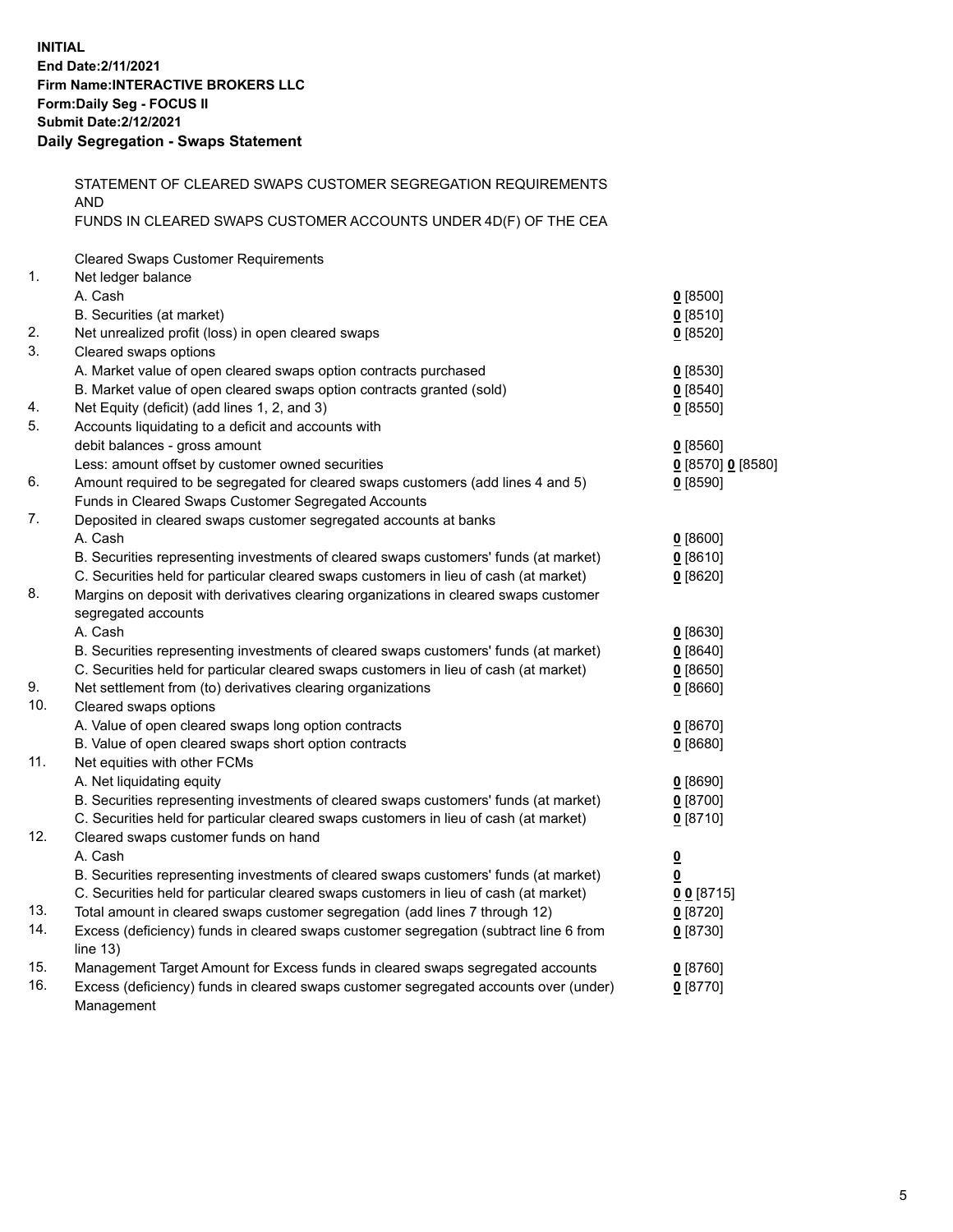**INITIAL**
**End Date:2/11/2021**
**Firm Name:INTERACTIVE BROKERS LLC**
**Form:Daily Seg - FOCUS II**
**Submit Date:2/12/2021**
**Daily Segregation - Swaps Statement**

STATEMENT OF CLEARED SWAPS CUSTOMER SEGREGATION REQUIREMENTS AND FUNDS IN CLEARED SWAPS CUSTOMER ACCOUNTS UNDER 4D(F) OF THE CEA

| | | |
|---|---|---|
| | Cleared Swaps Customer Requirements | |
| 1. | Net ledger balance | |
| | A. Cash | 0 [8500] |
| | B. Securities (at market) | 0 [8510] |
| 2. | Net unrealized profit (loss) in open cleared swaps | 0 [8520] |
| 3. | Cleared swaps options | |
| | A. Market value of open cleared swaps option contracts purchased | 0 [8530] |
| | B. Market value of open cleared swaps option contracts granted (sold) | 0 [8540] |
| 4. | Net Equity (deficit) (add lines 1, 2, and 3) | 0 [8550] |
| 5. | Accounts liquidating to a deficit and accounts with | |
| | debit balances - gross amount | 0 [8560] |
| | Less: amount offset by customer owned securities | 0 [8570] 0 [8580] |
| 6. | Amount required to be segregated for cleared swaps customers (add lines 4 and 5) | 0 [8590] |
| | Funds in Cleared Swaps Customer Segregated Accounts | |
| 7. | Deposited in cleared swaps customer segregated accounts at banks | |
| | A. Cash | 0 [8600] |
| | B. Securities representing investments of cleared swaps customers' funds (at market) | 0 [8610] |
| | C. Securities held for particular cleared swaps customers in lieu of cash (at market) | 0 [8620] |
| 8. | Margins on deposit with derivatives clearing organizations in cleared swaps customer segregated accounts | |
| | A. Cash | 0 [8630] |
| | B. Securities representing investments of cleared swaps customers' funds (at market) | 0 [8640] |
| | C. Securities held for particular cleared swaps customers in lieu of cash (at market) | 0 [8650] |
| 9. | Net settlement from (to) derivatives clearing organizations | 0 [8660] |
| 10. | Cleared swaps options | |
| | A. Value of open cleared swaps long option contracts | 0 [8670] |
| | B. Value of open cleared swaps short option contracts | 0 [8680] |
| 11. | Net equities with other FCMs | |
| | A. Net liquidating equity | 0 [8690] |
| | B. Securities representing investments of cleared swaps customers' funds (at market) | 0 [8700] |
| | C. Securities held for particular cleared swaps customers in lieu of cash (at market) | 0 [8710] |
| 12. | Cleared swaps customer funds on hand | |
| | A. Cash | 0 |
| | B. Securities representing investments of cleared swaps customers' funds (at market) | 0 |
| | C. Securities held for particular cleared swaps customers in lieu of cash (at market) | 0 0 [8715] |
| 13. | Total amount in cleared swaps customer segregation (add lines 7 through 12) | 0 [8720] |
| 14. | Excess (deficiency) funds in cleared swaps customer segregation (subtract line 6 from line 13) | 0 [8730] |
| 15. | Management Target Amount for Excess funds in cleared swaps segregated accounts | 0 [8760] |
| 16. | Excess (deficiency) funds in cleared swaps customer segregated accounts over (under) Management | 0 [8770] |